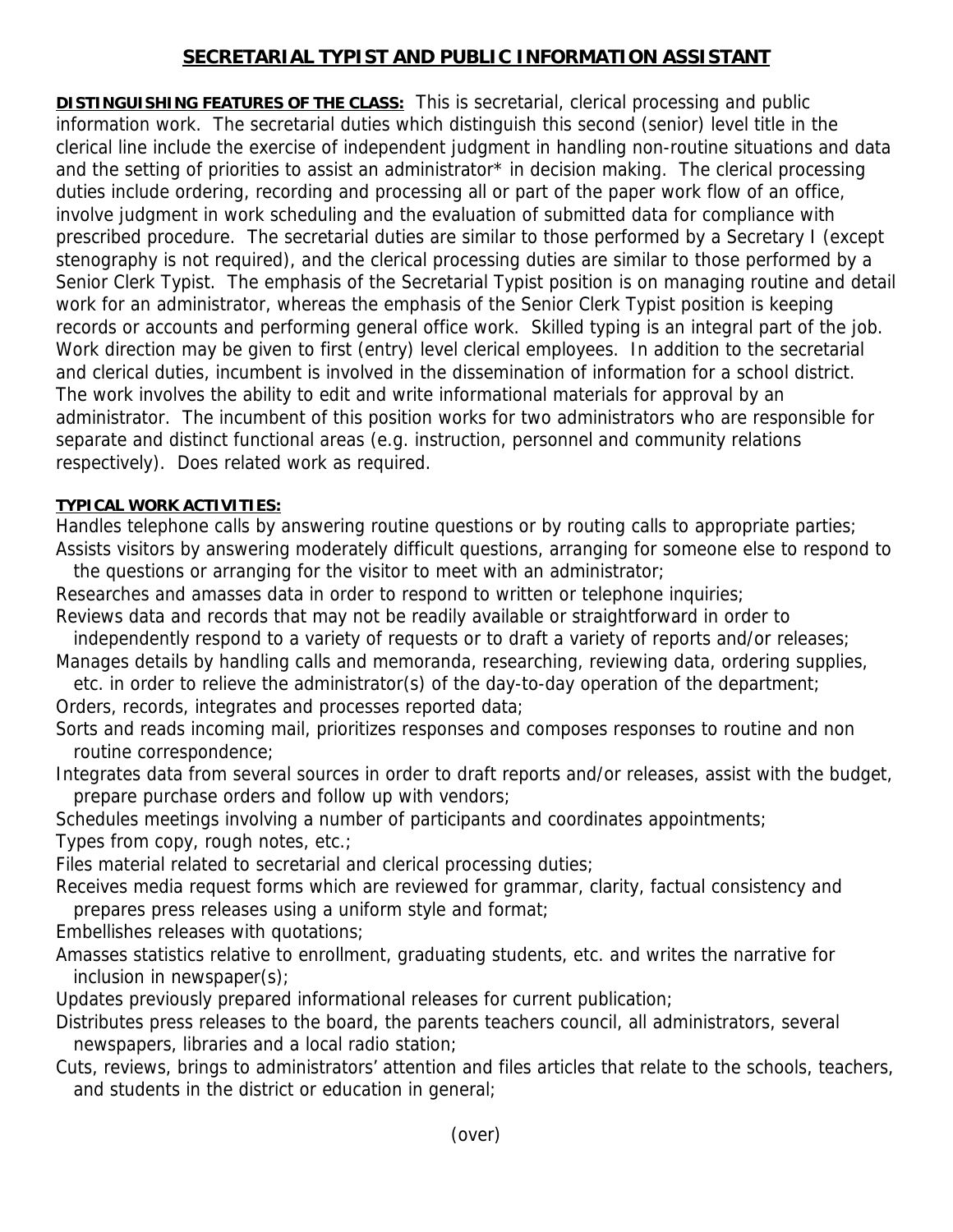# SECRETARIAL TYPIST AND PUBLIC INFORMATION ASSISTANT

**DISTINGUISHING FEATURES OF THE CLASS:** This is secretarial, clerical processing and public information work. The secretarial duties which distinguish this second (senior) level title in the clerical line include the exercise of independent judgment in handling non-routine situations and data and the setting of priorities to assist an administrator* in decision making. The clerical processing duties include ordering, recording and processing all or part of the paper work flow of an office, involve judgment in work scheduling and the evaluation of submitted data for compliance with prescribed procedure. The secretarial duties are similar to those performed by a Secretary I (except stenography is not required), and the clerical processing duties are similar to those performed by a Senior Clerk Typist. The emphasis of the Secretarial Typist position is on managing routine and detail work for an administrator, whereas the emphasis of the Senior Clerk Typist position is keeping records or accounts and performing general office work. Skilled typing is an integral part of the job. Work direction may be given to first (entry) level clerical employees. In addition to the secretarial and clerical duties, incumbent is involved in the dissemination of information for a school district. The work involves the ability to edit and write informational materials for approval by an administrator. The incumbent of this position works for two administrators who are responsible for separate and distinct functional areas (e.g. instruction, personnel and community relations respectively). Does related work as required.

**TYPICAL WORK ACTIVITIES:**

Handles telephone calls by answering routine questions or by routing calls to appropriate parties;

Assists visitors by answering moderately difficult questions, arranging for someone else to respond to the questions or arranging for the visitor to meet with an administrator;

Researches and amasses data in order to respond to written or telephone inquiries;

Reviews data and records that may not be readily available or straightforward in order to independently respond to a variety of requests or to draft a variety of reports and/or releases;

Manages details by handling calls and memoranda, researching, reviewing data, ordering supplies, etc. in order to relieve the administrator(s) of the day-to-day operation of the department;

Orders, records, integrates and processes reported data;

Sorts and reads incoming mail, prioritizes responses and composes responses to routine and non routine correspondence;

Integrates data from several sources in order to draft reports and/or releases, assist with the budget, prepare purchase orders and follow up with vendors;

Schedules meetings involving a number of participants and coordinates appointments;

Types from copy, rough notes, etc.;

Files material related to secretarial and clerical processing duties;

Receives media request forms which are reviewed for grammar, clarity, factual consistency and prepares press releases using a uniform style and format;

Embellishes releases with quotations;

Amasses statistics relative to enrollment, graduating students, etc. and writes the narrative for inclusion in newspaper(s);

Updates previously prepared informational releases for current publication;

Distributes press releases to the board, the parents teachers council, all administrators, several newspapers, libraries and a local radio station;

Cuts, reviews, brings to administrators' attention and files articles that relate to the schools, teachers, and students in the district or education in general;

(over)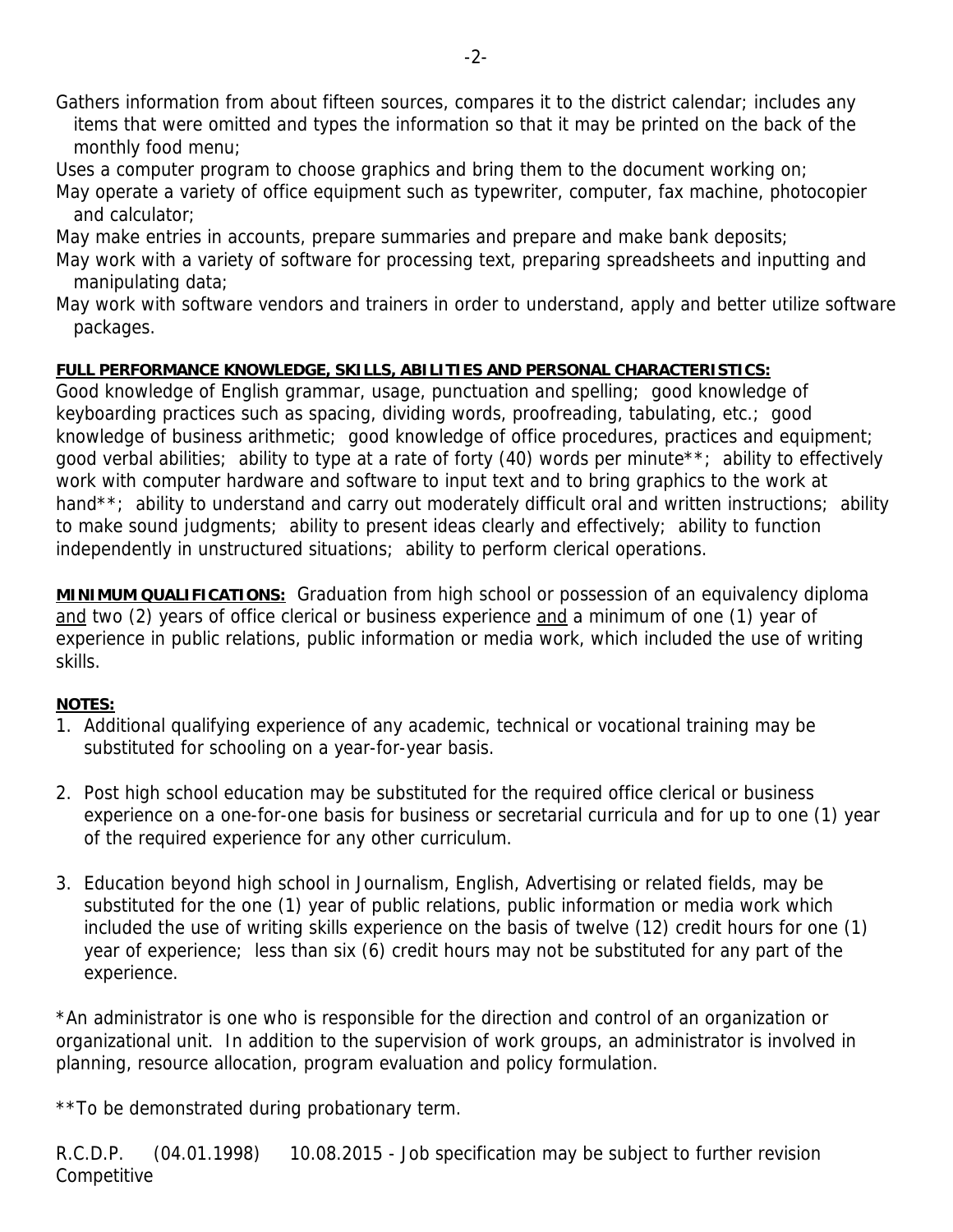Gathers information from about fifteen sources, compares it to the district calendar; includes any items that were omitted and types the information so that it may be printed on the back of the monthly food menu;

Uses a computer program to choose graphics and bring them to the document working on;

May operate a variety of office equipment such as typewriter, computer, fax machine, photocopier and calculator;

May make entries in accounts, prepare summaries and prepare and make bank deposits;

May work with a variety of software for processing text, preparing spreadsheets and inputting and manipulating data;

May work with software vendors and trainers in order to understand, apply and better utilize software packages.

**FULL PERFORMANCE KNOWLEDGE, SKILLS, ABILITIES AND PERSONAL CHARACTERISTICS:**
Good knowledge of English grammar, usage, punctuation and spelling; good knowledge of keyboarding practices such as spacing, dividing words, proofreading, tabulating, etc.; good knowledge of business arithmetic; good knowledge of office procedures, practices and equipment; good verbal abilities; ability to type at a rate of forty (40) words per minute**; ability to effectively work with computer hardware and software to input text and to bring graphics to the work at hand**; ability to understand and carry out moderately difficult oral and written instructions; ability to make sound judgments; ability to present ideas clearly and effectively; ability to function independently in unstructured situations; ability to perform clerical operations.

**MINIMUM QUALIFICATIONS:** Graduation from high school or possession of an equivalency diploma and two (2) years of office clerical or business experience and a minimum of one (1) year of experience in public relations, public information or media work, which included the use of writing skills.

**NOTES:**

1. Additional qualifying experience of any academic, technical or vocational training may be substituted for schooling on a year-for-year basis.

2. Post high school education may be substituted for the required office clerical or business experience on a one-for-one basis for business or secretarial curricula and for up to one (1) year of the required experience for any other curriculum.

3. Education beyond high school in Journalism, English, Advertising or related fields, may be substituted for the one (1) year of public relations, public information or media work which included the use of writing skills experience on the basis of twelve (12) credit hours for one (1) year of experience; less than six (6) credit hours may not be substituted for any part of the experience.

*An administrator is one who is responsible for the direction and control of an organization or organizational unit. In addition to the supervision of work groups, an administrator is involved in planning, resource allocation, program evaluation and policy formulation.

**To be demonstrated during probationary term.

R.C.D.P. (04.01.1998) 10.08.2015 - Job specification may be subject to further revision
Competitive